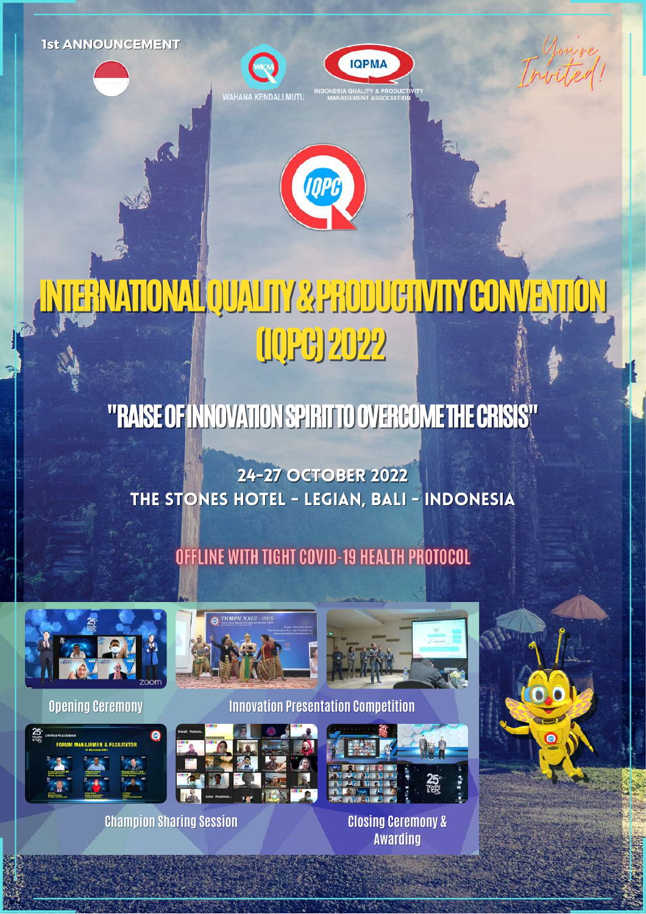1st ANNOUNCEMENT

WAHANA KENDALI MUTU

IQPMA
INDONESIA QUALITY & PRODUCTIVITY MANAGEMENT ASSOCIATION

You're Invited!

IQPC

# INTERNATIONAL QUALITY & PRODUCTIVITY CONVENTION (IQPC) 2022

## "RAISE OF INNOVATION SPIRIT TO OVERCOME THE CRISIS"

**24-27 OCTOBER 2022**
**THE STONES HOTEL - LEGIAN, BALI - INDONESIA**

**OFFLINE WITH TIGHT COVID-19 HEALTH PROTOCOL**

Opening Ceremony

Innovation Presentation Competition

Champion Sharing Session

Closing Ceremony & Awarding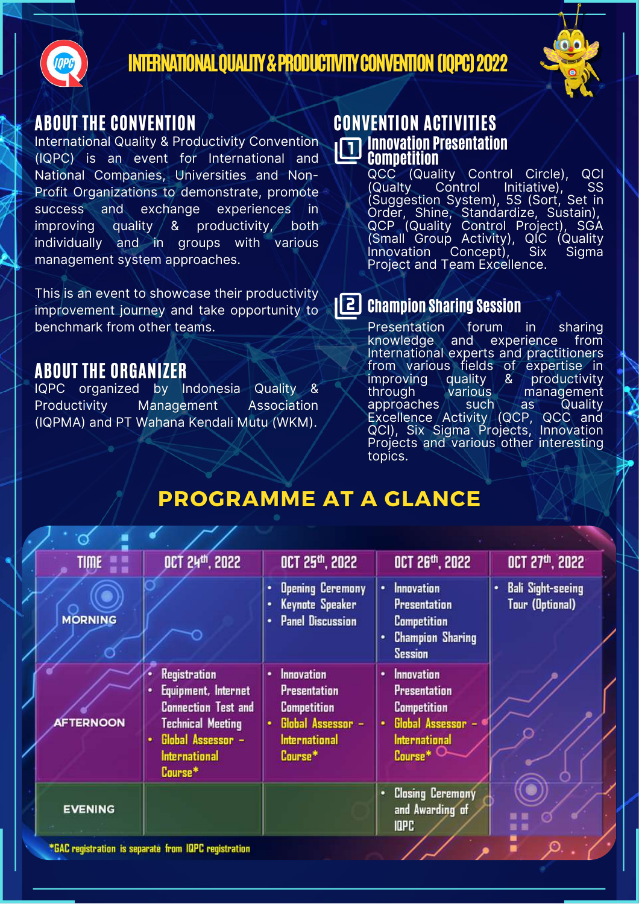# INTERNATIONAL QUALITY & PRODUCTIVITY CONVENTION (IQPC) 2022

## ABOUT THE CONVENTION

International Quality & Productivity Convention (IQPC) is an event for International and National Companies, Universities and Non-Profit Organizations to demonstrate, promote success and exchange experiences in improving quality & productivity, both individually and in groups with various management system approaches.

This is an event to showcase their productivity improvement journey and take opportunity to benchmark from other teams.

## ABOUT THE ORGANIZER

IQPC organized by Indonesia Quality & Productivity Management Association (IQPMA) and PT Wahana Kendali Mutu (WKM).

## CONVENTION ACTIVITIES

### 1 Innovation Presentation Competition

QCC (Quality Control Circle), QCI (Qualty Control Initiative), SS (Suggestion System), 5S (Sort, Set in Order, Shine, Standardize, Sustain), QCP (Quality Control Project), SGA (Small Group Activity), QIC (Quality Innovation Concept), Six Sigma Project and Team Excellence.

### 2 Champion Sharing Session

Presentation forum in sharing knowledge and experience from International experts and practitioners from various fields of expertise in improving quality & productivity through various management approaches such as Quality Excellence Activity (QCP, QCC and QCI), Six Sigma Projects, Innovation Projects and various other interesting topics.

## PROGRAMME AT A GLANCE

| TIME | OCT 24th, 2022 | OCT 25th, 2022 | OCT 26th, 2022 | OCT 27th, 2022 |
|---|---|---|---|---|
| MORNING | | • Opening Ceremony<br>• Keynote Speaker<br>• Panel Discussion | • Innovation Presentation Competition<br>• Champion Sharing Session | • Bali Sight-seeing Tour (Optional) |
| AFTERNOON | • Registration<br>• Equipment, Internet Connection Test and Technical Meeting<br>• Global Assessor – International Course* | • Innovation Presentation Competition<br>• Global Assessor – International Course* | • Innovation Presentation Competition<br>• Global Assessor – International Course* | |
| EVENING | | | • Closing Ceremony and Awarding of IQPC | |

*GAC registration is separate from IQPC registration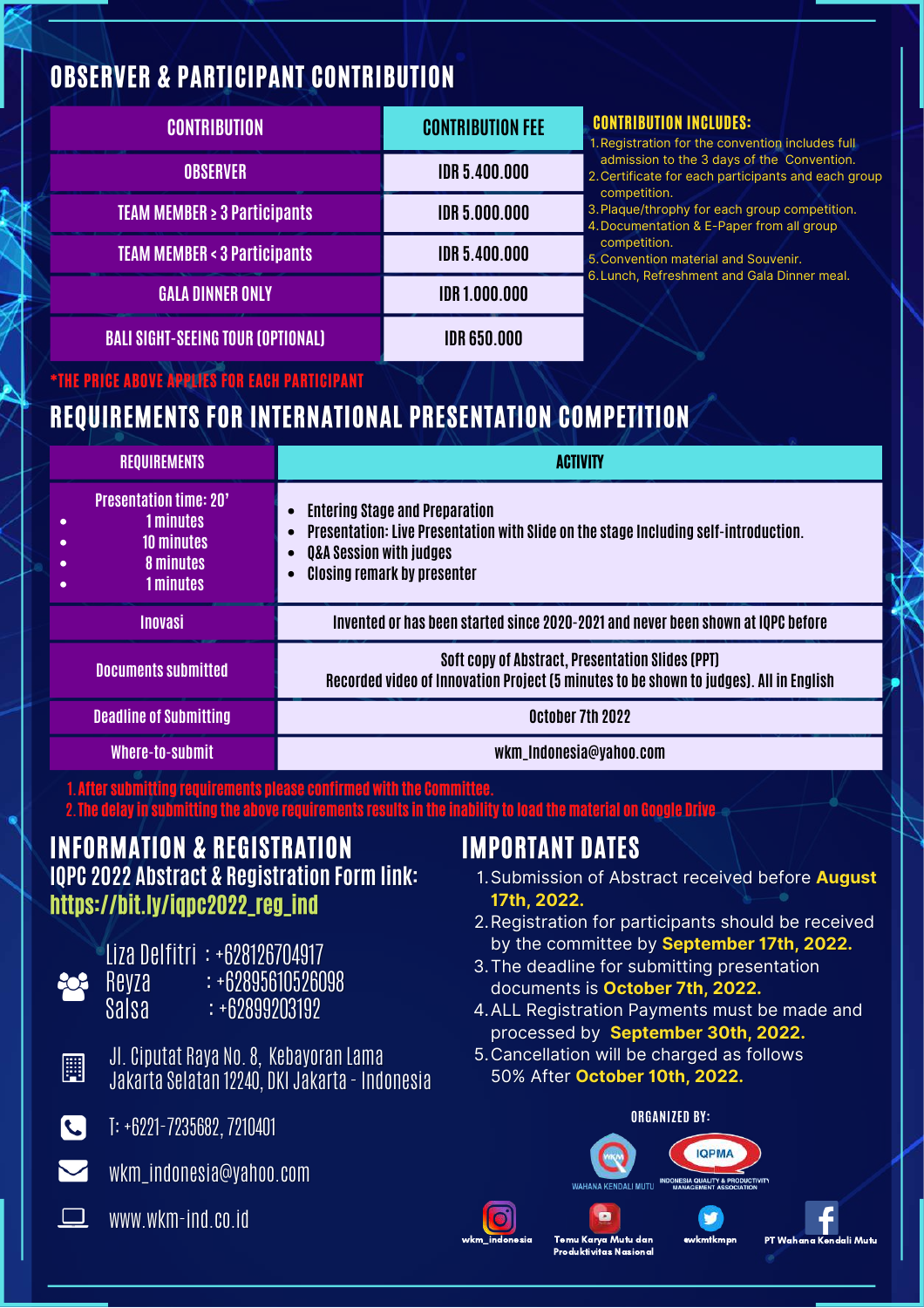# OBSERVER & PARTICIPANT CONTRIBUTION

| CONTRIBUTION | CONTRIBUTION FEE |
|---|---|
| OBSERVER | IDR 5.400.000 |
| TEAM MEMBER ≥ 3 Participants | IDR 5.000.000 |
| TEAM MEMBER < 3 Participants | IDR 5.400.000 |
| GALA DINNER ONLY | IDR 1.000.000 |
| BALI SIGHT-SEEING TOUR (OPTIONAL) | IDR 650.000 |

**CONTRIBUTION INCLUDES:**

1. Registration for the convention includes full admission to the 3 days of the Convention.
2. Certificate for each participants and each group competition.
3. Plaque/throphy for each group competition.
4. Documentation & E-Paper from all group competition.
5. Convention material and Souvenir.
6. Lunch, Refreshment and Gala Dinner meal.

*THE PRICE ABOVE APPLIES FOR EACH PARTICIPANT

# REQUIREMENTS FOR INTERNATIONAL PRESENTATION COMPETITION

| REQUIREMENTS | ACTIVITY |
|---|---|
| Presentation time: 20' <br>• 1 minutes <br>• 10 minutes <br>• 8 minutes <br>• 1 minutes | • Entering Stage and Preparation <br>• Presentation: Live Presentation with Slide on the stage Including self-introduction. <br>• Q&A Session with judges <br>• Closing remark by presenter |
| Inovasi | Invented or has been started since 2020-2021 and never been shown at IQPC before |
| Documents submitted | Soft copy of Abstract, Presentation Slides (PPT) <br>Recorded video of Innovation Project (5 minutes to be shown to judges). All in English |
| Deadline of Submitting | October 7th 2022 |
| Where-to-submit | wkm_Indonesia@yahoo.com |

1. After submitting requirements please confirmed with the Committee.
2. The delay in submitting the above requirements results in the inability to load the material on Google Drive

# INFORMATION & REGISTRATION

## IQPC 2022 Abstract & Registration Form link:

**https://bit.ly/iqpc2022_reg_ind**

Liza Delfitri : +628126704917
Reyza : +62895610526098
Salsa : +62899203192

Jl. Ciputat Raya No. 8, Kebayoran Lama
Jakarta Selatan 12240, DKI Jakarta - Indonesia

T: +6221-7235682, 7210401

wkm_indonesia@yahoo.com

www.wkm-ind.co.id

# IMPORTANT DATES

1. Submission of Abstract received before **August 17th, 2022.**
2. Registration for participants should be received by the committee by **September 17th, 2022.**
3. The deadline for submitting presentation documents is **October 7th, 2022.**
4. ALL Registration Payments must be made and processed by **September 30th, 2022.**
5. Cancellation will be charged as follows 50% After **October 10th, 2022.**

ORGANIZED BY:

WAHANA KENDALI MUTU

IQPMA – INDONESIA QUALITY & PRODUCTIVITY MANAGEMENT ASSOCIATION

wkm_indonesia | Temu Karya Mutu dan Produktivitas Nasional | @wkmtkmpn | PT Wahana Kendali Mutu